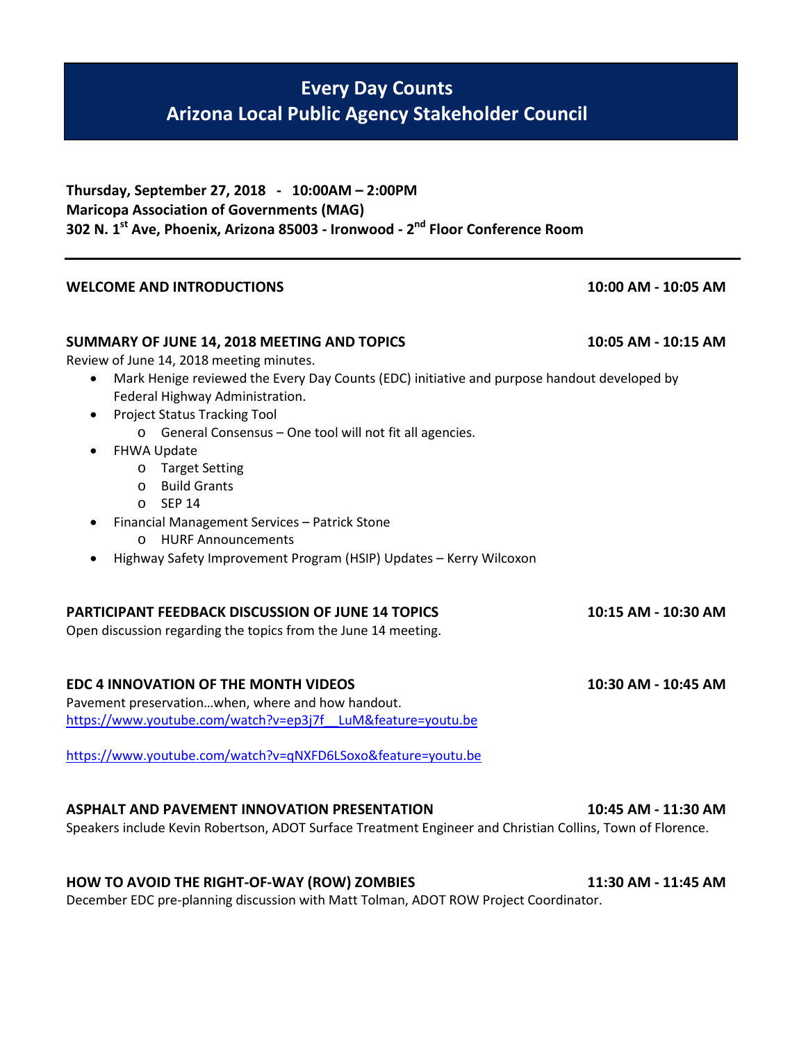# Every Day Counts
# Arizona Local Public Agency Stakeholder Council

**Thursday, September 27, 2018 - 10:00AM – 2:00PM**
**Maricopa Association of Governments (MAG)**
**302 N. 1st Ave, Phoenix, Arizona 85003 - Ironwood - 2nd Floor Conference Room**

---

**WELCOME AND INTRODUCTIONS** **10:00 AM - 10:05 AM**

**SUMMARY OF JUNE 14, 2018 MEETING AND TOPICS** **10:05 AM - 10:15 AM**

Review of June 14, 2018 meeting minutes.

- Mark Henige reviewed the Every Day Counts (EDC) initiative and purpose handout developed by Federal Highway Administration.
- Project Status Tracking Tool
  - General Consensus – One tool will not fit all agencies.
- FHWA Update
  - Target Setting
  - Build Grants
  - SEP 14
- Financial Management Services – Patrick Stone
  - HURF Announcements
- Highway Safety Improvement Program (HSIP) Updates – Kerry Wilcoxon

**PARTICIPANT FEEDBACK DISCUSSION OF JUNE 14 TOPICS** **10:15 AM - 10:30 AM**

Open discussion regarding the topics from the June 14 meeting.

**EDC 4 INNOVATION OF THE MONTH VIDEOS** **10:30 AM - 10:45 AM**

Pavement preservation…when, where and how handout.

https://www.youtube.com/watch?v=ep3j7f__LuM&feature=youtu.be

https://www.youtube.com/watch?v=qNXFD6LSoxo&feature=youtu.be

**ASPHALT AND PAVEMENT INNOVATION PRESENTATION** **10:45 AM - 11:30 AM**

Speakers include Kevin Robertson, ADOT Surface Treatment Engineer and Christian Collins, Town of Florence.

**HOW TO AVOID THE RIGHT-OF-WAY (ROW) ZOMBIES** **11:30 AM - 11:45 AM**

December EDC pre-planning discussion with Matt Tolman, ADOT ROW Project Coordinator.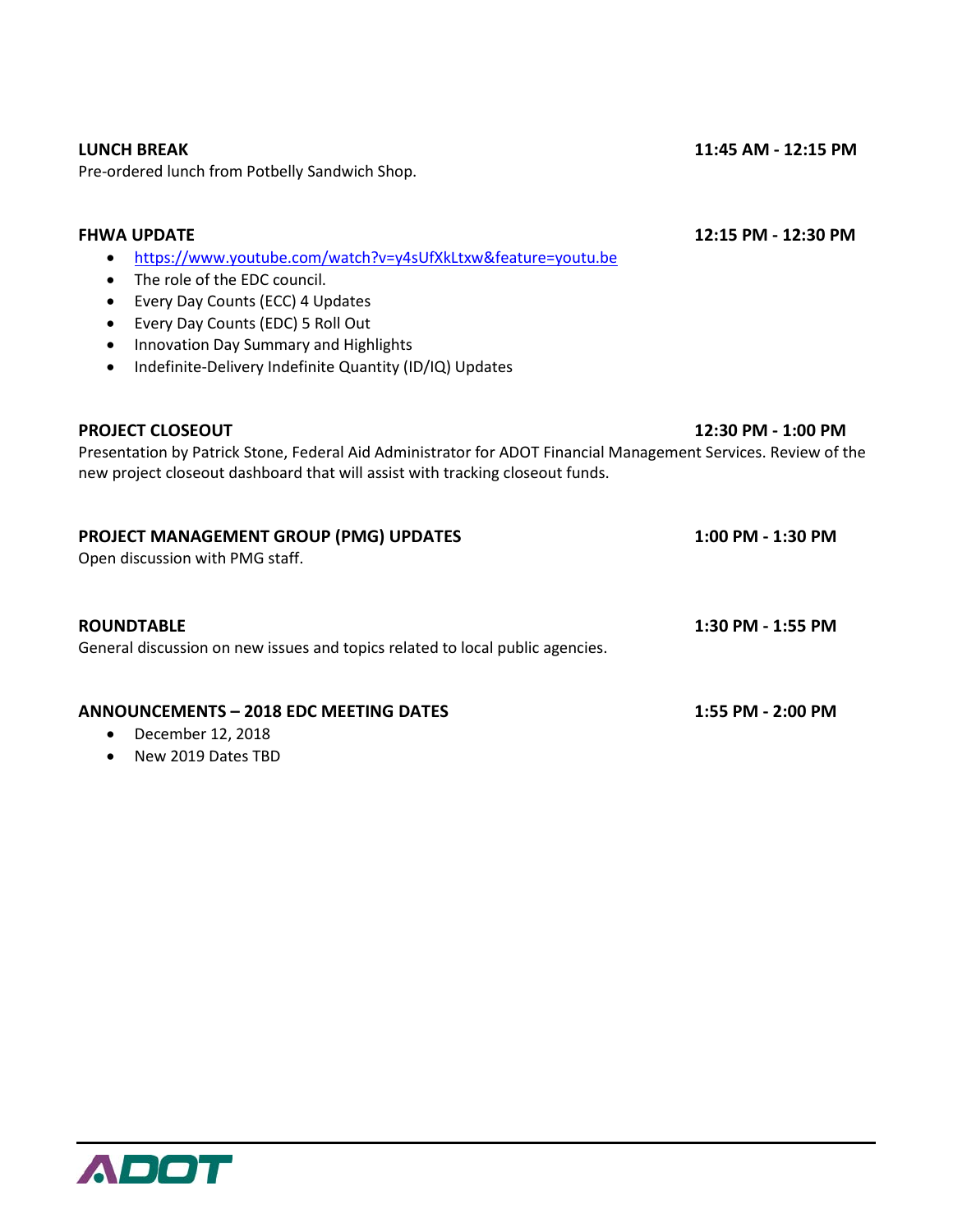**LUNCH BREAK** **11:45 AM - 12:15 PM**

Pre-ordered lunch from Potbelly Sandwich Shop.

**FHWA UPDATE** **12:15 PM - 12:30 PM**

- https://www.youtube.com/watch?v=y4sUfXkLtxw&feature=youtu.be
- The role of the EDC council.
- Every Day Counts (ECC) 4 Updates
- Every Day Counts (EDC) 5 Roll Out
- Innovation Day Summary and Highlights
- Indefinite-Delivery Indefinite Quantity (ID/IQ) Updates

**PROJECT CLOSEOUT** **12:30 PM - 1:00 PM**

Presentation by Patrick Stone, Federal Aid Administrator for ADOT Financial Management Services. Review of the new project closeout dashboard that will assist with tracking closeout funds.

**PROJECT MANAGEMENT GROUP (PMG) UPDATES** **1:00 PM - 1:30 PM**

Open discussion with PMG staff.

**ROUNDTABLE** **1:30 PM - 1:55 PM**

General discussion on new issues and topics related to local public agencies.

**ANNOUNCEMENTS – 2018 EDC MEETING DATES** **1:55 PM - 2:00 PM**

- December 12, 2018
- New 2019 Dates TBD